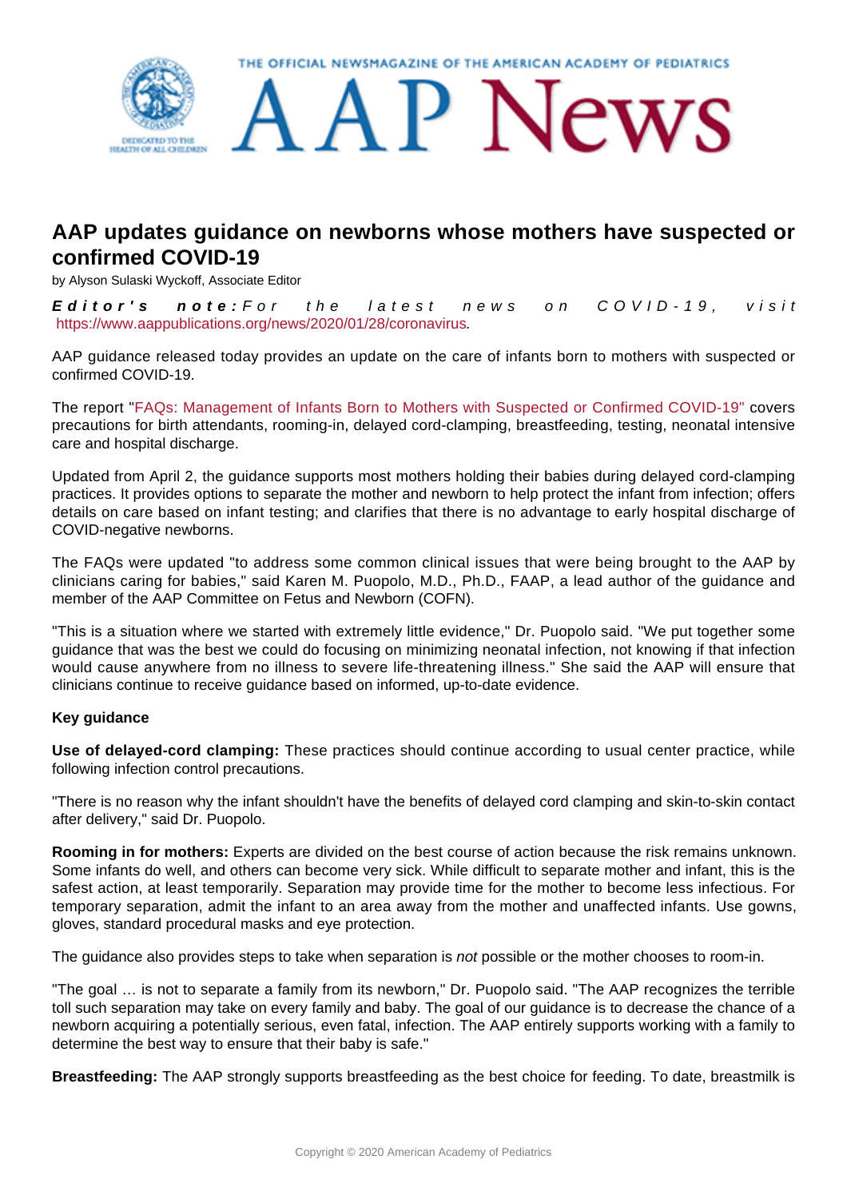# AAP updates guidance on newborns whose mothers have suspected or confirmed COVID-19

by Alyson Sulaski Wyckoff, Associate Editor

***Editor's note:*** *For the latest news on COVID-19, visit* https://www.aappublications.org/news/2020/01/28/coronavirus.

AAP guidance released today provides an update on the care of infants born to mothers with suspected or confirmed COVID-19.

The report "FAQs: Management of Infants Born to Mothers with Suspected or Confirmed COVID-19" covers precautions for birth attendants, rooming-in, delayed cord-clamping, breastfeeding, testing, neonatal intensive care and hospital discharge.

Updated from April 2, the guidance supports most mothers holding their babies during delayed cord-clamping practices. It provides options to separate the mother and newborn to help protect the infant from infection; offers details on care based on infant testing; and clarifies that there is no advantage to early hospital discharge of COVID-negative newborns.

The FAQs were updated "to address some common clinical issues that were being brought to the AAP by clinicians caring for babies," said Karen M. Puopolo, M.D., Ph.D., FAAP, a lead author of the guidance and member of the AAP Committee on Fetus and Newborn (COFN).

"This is a situation where we started with extremely little evidence," Dr. Puopolo said. "We put together some guidance that was the best we could do focusing on minimizing neonatal infection, not knowing if that infection would cause anywhere from no illness to severe life-threatening illness." She said the AAP will ensure that clinicians continue to receive guidance based on informed, up-to-date evidence.

**Key guidance**

**Use of delayed-cord clamping:** These practices should continue according to usual center practice, while following infection control precautions.

"There is no reason why the infant shouldn't have the benefits of delayed cord clamping and skin-to-skin contact after delivery," said Dr. Puopolo.

**Rooming in for mothers:** Experts are divided on the best course of action because the risk remains unknown. Some infants do well, and others can become very sick. While difficult to separate mother and infant, this is the safest action, at least temporarily. Separation may provide time for the mother to become less infectious. For temporary separation, admit the infant to an area away from the mother and unaffected infants. Use gowns, gloves, standard procedural masks and eye protection.

The guidance also provides steps to take when separation is *not* possible or the mother chooses to room-in.

"The goal … is not to separate a family from its newborn," Dr. Puopolo said. "The AAP recognizes the terrible toll such separation may take on every family and baby. The goal of our guidance is to decrease the chance of a newborn acquiring a potentially serious, even fatal, infection. The AAP entirely supports working with a family to determine the best way to ensure that their baby is safe."

**Breastfeeding:** The AAP strongly supports breastfeeding as the best choice for feeding. To date, breastmilk is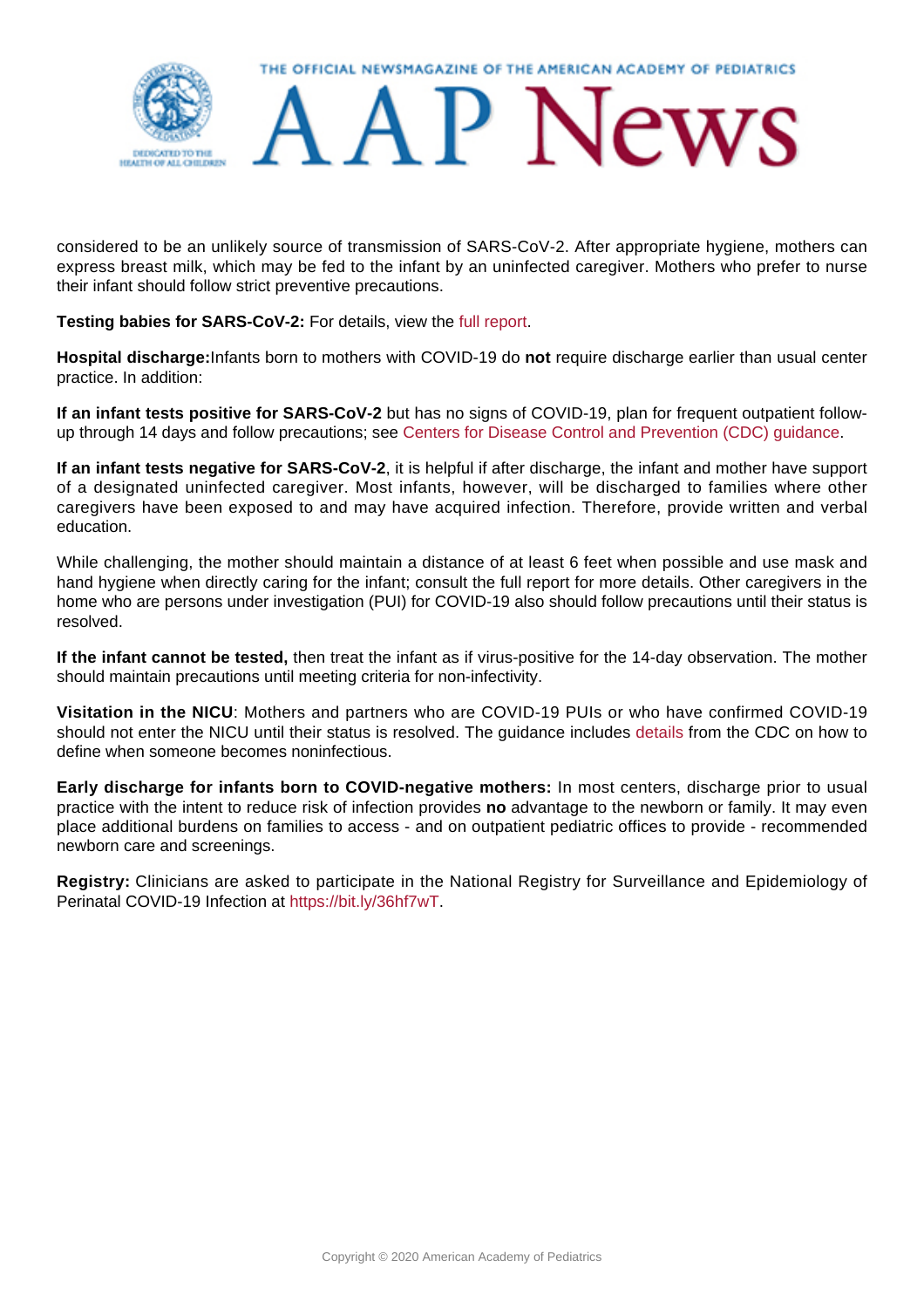considered to be an unlikely source of transmission of SARS-CoV-2. After appropriate hygiene, mothers can express breast milk, which may be fed to the infant by an uninfected caregiver. Mothers who prefer to nurse their infant should follow strict preventive precautions.

**Testing babies for SARS-CoV-2:** For details, view the full report.

**Hospital discharge:**Infants born to mothers with COVID-19 do **not** require discharge earlier than usual center practice. In addition:

**If an infant tests positive for SARS-CoV-2** but has no signs of COVID-19, plan for frequent outpatient follow-up through 14 days and follow precautions; see Centers for Disease Control and Prevention (CDC) guidance.

**If an infant tests negative for SARS-CoV-2**, it is helpful if after discharge, the infant and mother have support of a designated uninfected caregiver. Most infants, however, will be discharged to families where other caregivers have been exposed to and may have acquired infection. Therefore, provide written and verbal education.

While challenging, the mother should maintain a distance of at least 6 feet when possible and use mask and hand hygiene when directly caring for the infant; consult the full report for more details. Other caregivers in the home who are persons under investigation (PUI) for COVID-19 also should follow precautions until their status is resolved.

**If the infant cannot be tested,** then treat the infant as if virus-positive for the 14-day observation. The mother should maintain precautions until meeting criteria for non-infectivity.

**Visitation in the NICU**: Mothers and partners who are COVID-19 PUIs or who have confirmed COVID-19 should not enter the NICU until their status is resolved. The guidance includes details from the CDC on how to define when someone becomes noninfectious.

**Early discharge for infants born to COVID-negative mothers:** In most centers, discharge prior to usual practice with the intent to reduce risk of infection provides **no** advantage to the newborn or family. It may even place additional burdens on families to access - and on outpatient pediatric offices to provide - recommended newborn care and screenings.

**Registry:** Clinicians are asked to participate in the National Registry for Surveillance and Epidemiology of Perinatal COVID-19 Infection at https://bit.ly/36hf7wT.